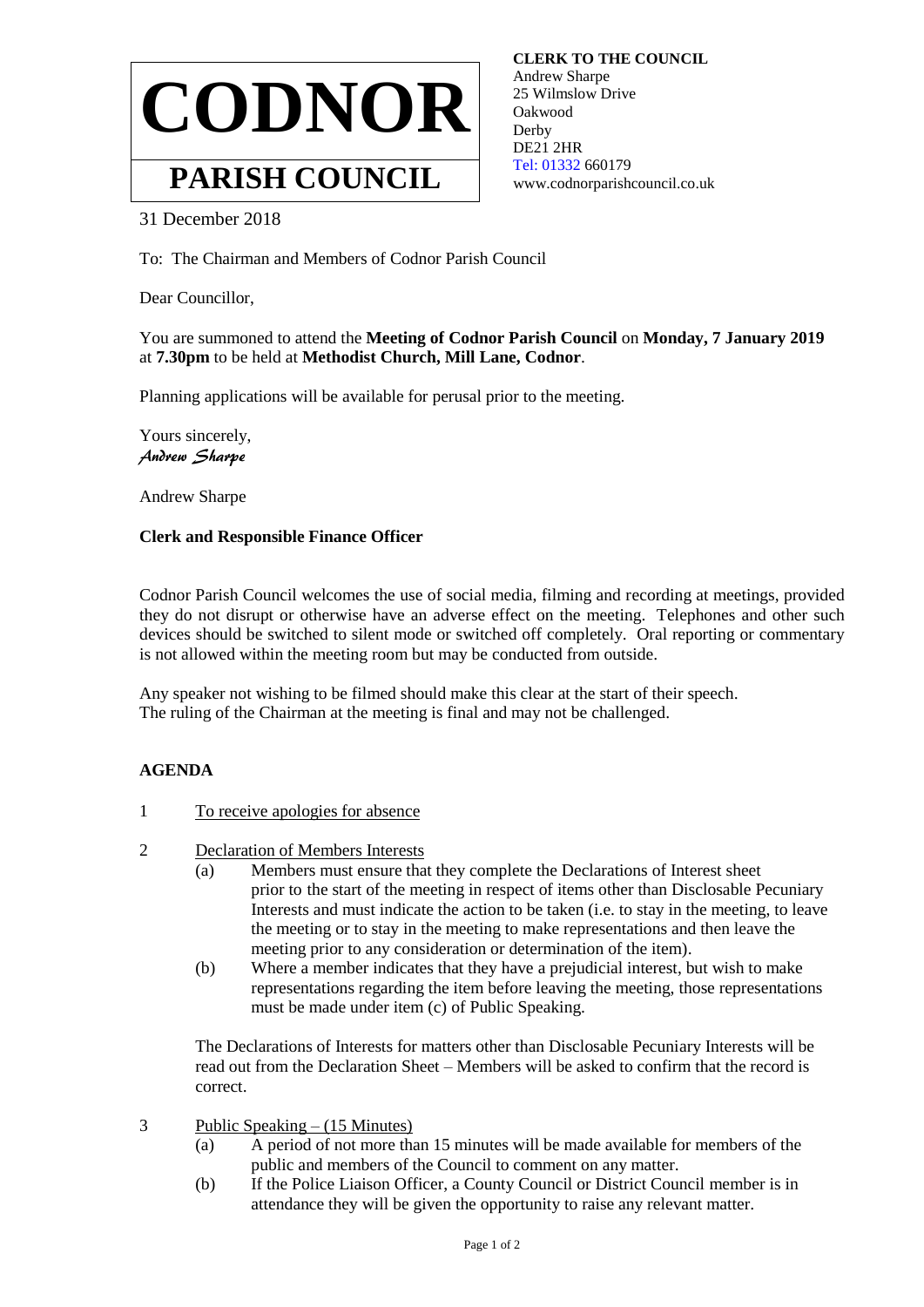# CODNOR

## PARISH COUNCIL

**CLERK TO THE COUNCIL**
Andrew Sharpe
25 Wilmslow Drive
Oakwood
Derby
DE21 2HR
Tel: 01332 660179
www.codnorparishcouncil.co.uk

31 December 2018

To: The Chairman and Members of Codnor Parish Council

Dear Councillor,

You are summoned to attend the **Meeting of Codnor Parish Council** on **Monday, 7 January 2019** at **7.30pm** to be held at **Methodist Church, Mill Lane, Codnor**.

Planning applications will be available for perusal prior to the meeting.

Yours sincerely,
*Andrew Sharpe*

Andrew Sharpe

**Clerk and Responsible Finance Officer**

Codnor Parish Council welcomes the use of social media, filming and recording at meetings, provided they do not disrupt or otherwise have an adverse effect on the meeting. Telephones and other such devices should be switched to silent mode or switched off completely. Oral reporting or commentary is not allowed within the meeting room but may be conducted from outside.

Any speaker not wishing to be filmed should make this clear at the start of their speech.
The ruling of the Chairman at the meeting is final and may not be challenged.

**AGENDA**

1 To receive apologies for absence

2 Declaration of Members Interests
   (a) Members must ensure that they complete the Declarations of Interest sheet prior to the start of the meeting in respect of items other than Disclosable Pecuniary Interests and must indicate the action to be taken (i.e. to stay in the meeting, to leave the meeting or to stay in the meeting to make representations and then leave the meeting prior to any consideration or determination of the item).
   (b) Where a member indicates that they have a prejudicial interest, but wish to make representations regarding the item before leaving the meeting, those representations must be made under item (c) of Public Speaking.

   The Declarations of Interests for matters other than Disclosable Pecuniary Interests will be read out from the Declaration Sheet – Members will be asked to confirm that the record is correct.

3 Public Speaking – (15 Minutes)
   (a) A period of not more than 15 minutes will be made available for members of the public and members of the Council to comment on any matter.
   (b) If the Police Liaison Officer, a County Council or District Council member is in attendance they will be given the opportunity to raise any relevant matter.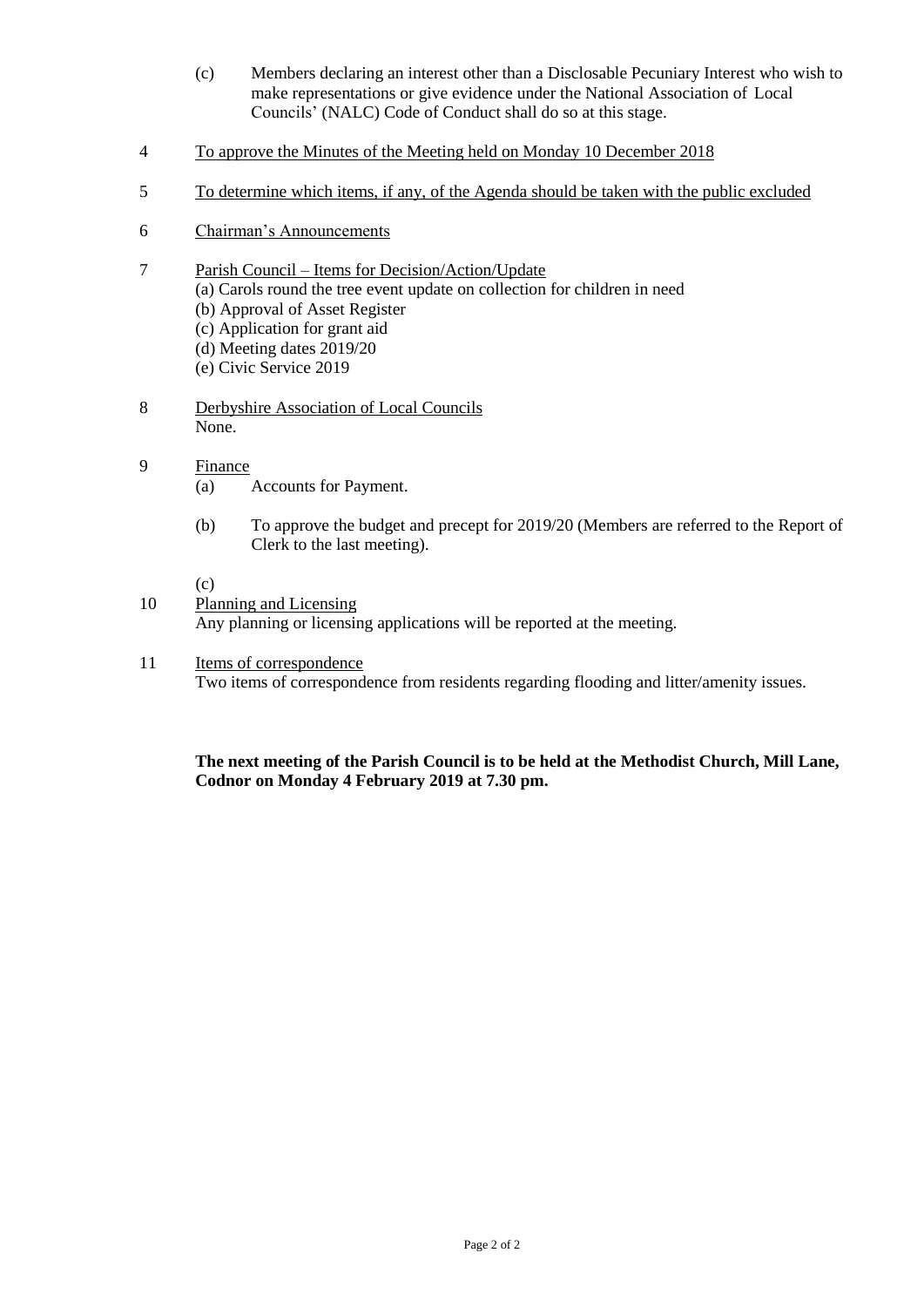(c) Members declaring an interest other than a Disclosable Pecuniary Interest who wish to make representations or give evidence under the National Association of Local Councils' (NALC) Code of Conduct shall do so at this stage.

4 To approve the Minutes of the Meeting held on Monday 10 December 2018

5 To determine which items, if any, of the Agenda should be taken with the public excluded

6 Chairman's Announcements

7 Parish Council – Items for Decision/Action/Update
(a) Carols round the tree event update on collection for children in need
(b) Approval of Asset Register
(c) Application for grant aid
(d) Meeting dates 2019/20
(e) Civic Service 2019

8 Derbyshire Association of Local Councils
None.

9 Finance
(a) Accounts for Payment.

(b) To approve the budget and precept for 2019/20 (Members are referred to the Report of Clerk to the last meeting).

(c)

10 Planning and Licensing
Any planning or licensing applications will be reported at the meeting.

11 Items of correspondence
Two items of correspondence from residents regarding flooding and litter/amenity issues.

**The next meeting of the Parish Council is to be held at the Methodist Church, Mill Lane, Codnor on Monday 4 February 2019 at 7.30 pm.**